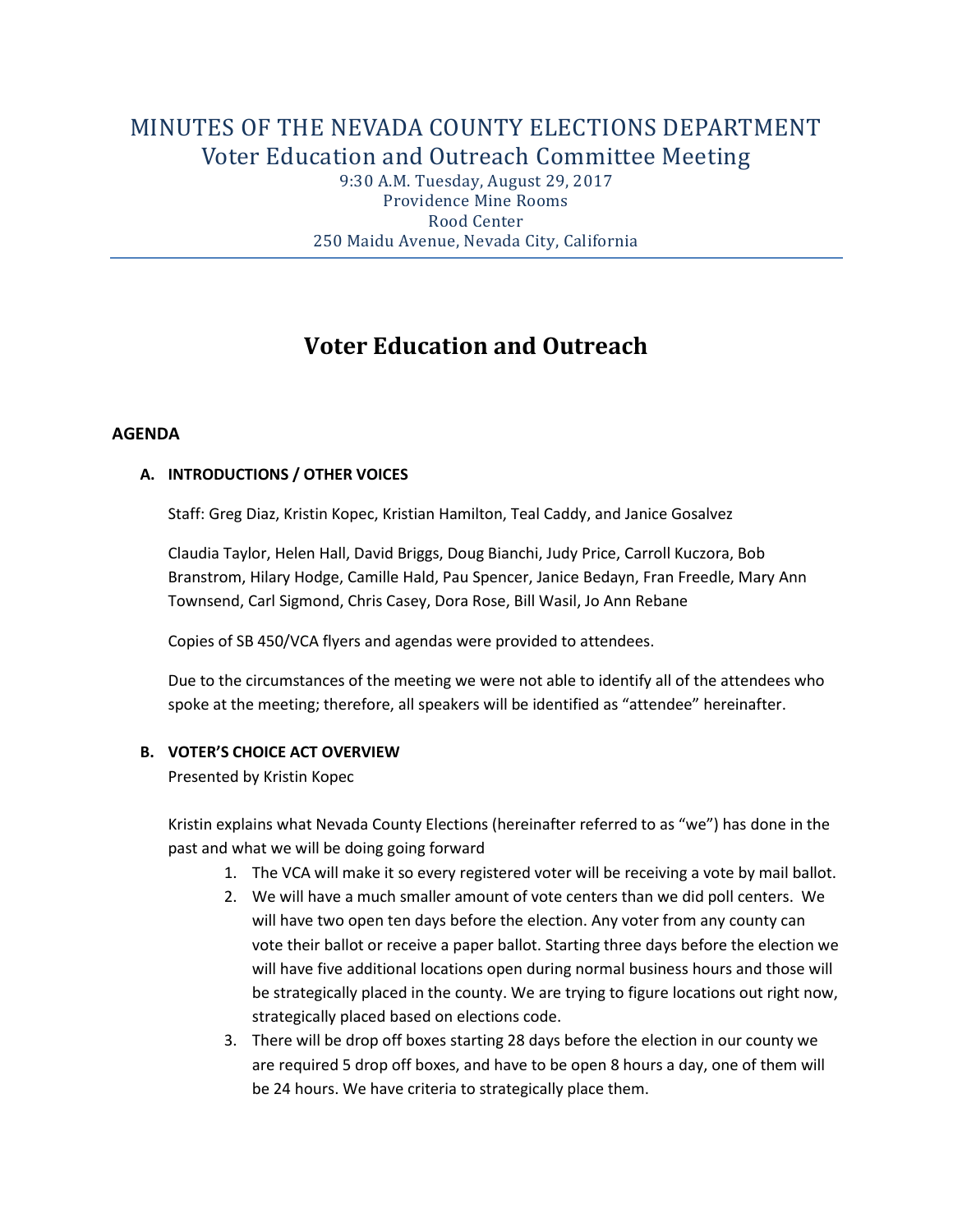# MINUTES OF THE NEVADA COUNTY ELECTIONS DEPARTMENT

## Voter Education and Outreach Committee Meeting

9:30 A.M. Tuesday, August 29, 2017
Providence Mine Rooms
Rood Center
250 Maidu Avenue, Nevada City, California

# Voter Education and Outreach

### AGENDA

#### A. INTRODUCTIONS / OTHER VOICES

Staff: Greg Diaz, Kristin Kopec, Kristian Hamilton, Teal Caddy, and Janice Gosalvez

Claudia Taylor, Helen Hall, David Briggs, Doug Bianchi, Judy Price, Carroll Kuczora, Bob Branstrom, Hilary Hodge, Camille Hald, Pau Spencer, Janice Bedayn, Fran Freedle, Mary Ann Townsend, Carl Sigmond, Chris Casey, Dora Rose, Bill Wasil, Jo Ann Rebane

Copies of SB 450/VCA flyers and agendas were provided to attendees.

Due to the circumstances of the meeting we were not able to identify all of the attendees who spoke at the meeting; therefore, all speakers will be identified as "attendee" hereinafter.

#### B. VOTER'S CHOICE ACT OVERVIEW

Presented by Kristin Kopec

Kristin explains what Nevada County Elections (hereinafter referred to as "we") has done in the past and what we will be doing going forward

1. The VCA will make it so every registered voter will be receiving a vote by mail ballot.
2. We will have a much smaller amount of vote centers than we did poll centers. We will have two open ten days before the election. Any voter from any county can vote their ballot or receive a paper ballot. Starting three days before the election we will have five additional locations open during normal business hours and those will be strategically placed in the county. We are trying to figure locations out right now, strategically placed based on elections code.
3. There will be drop off boxes starting 28 days before the election in our county we are required 5 drop off boxes, and have to be open 8 hours a day, one of them will be 24 hours. We have criteria to strategically place them.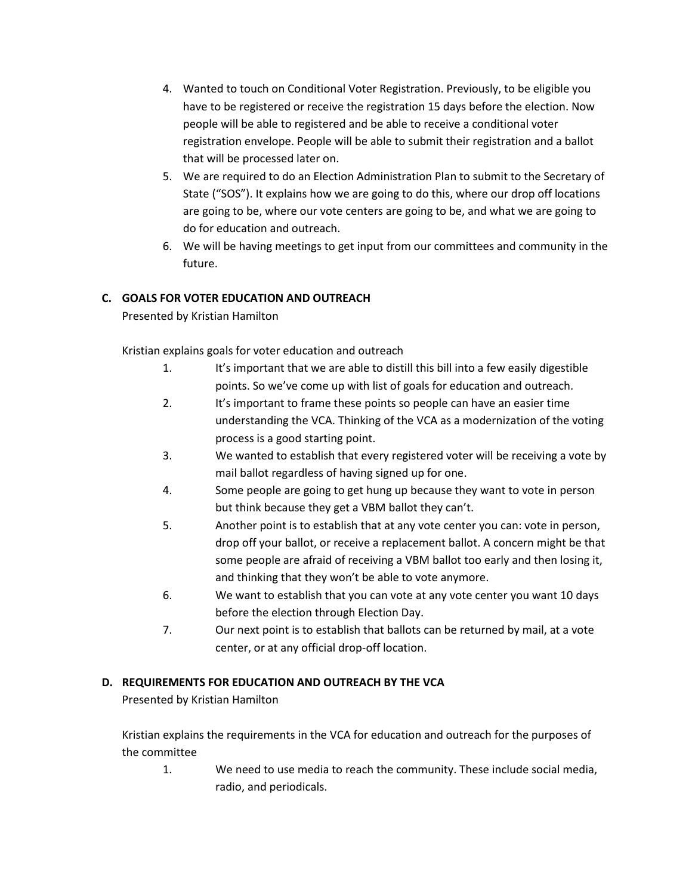4. Wanted to touch on Conditional Voter Registration. Previously, to be eligible you have to be registered or receive the registration 15 days before the election. Now people will be able to registered and be able to receive a conditional voter registration envelope. People will be able to submit their registration and a ballot that will be processed later on.
5. We are required to do an Election Administration Plan to submit to the Secretary of State ("SOS"). It explains how we are going to do this, where our drop off locations are going to be, where our vote centers are going to be, and what we are going to do for education and outreach.
6. We will be having meetings to get input from our committees and community in the future.

### C. GOALS FOR VOTER EDUCATION AND OUTREACH

Presented by Kristian Hamilton

Kristian explains goals for voter education and outreach

1. It's important that we are able to distill this bill into a few easily digestible points. So we've come up with list of goals for education and outreach.
2. It's important to frame these points so people can have an easier time understanding the VCA. Thinking of the VCA as a modernization of the voting process is a good starting point.
3. We wanted to establish that every registered voter will be receiving a vote by mail ballot regardless of having signed up for one.
4. Some people are going to get hung up because they want to vote in person but think because they get a VBM ballot they can't.
5. Another point is to establish that at any vote center you can: vote in person, drop off your ballot, or receive a replacement ballot. A concern might be that some people are afraid of receiving a VBM ballot too early and then losing it, and thinking that they won't be able to vote anymore.
6. We want to establish that you can vote at any vote center you want 10 days before the election through Election Day.
7. Our next point is to establish that ballots can be returned by mail, at a vote center, or at any official drop-off location.

### D. REQUIREMENTS FOR EDUCATION AND OUTREACH BY THE VCA

Presented by Kristian Hamilton

Kristian explains the requirements in the VCA for education and outreach for the purposes of the committee

1. We need to use media to reach the community. These include social media, radio, and periodicals.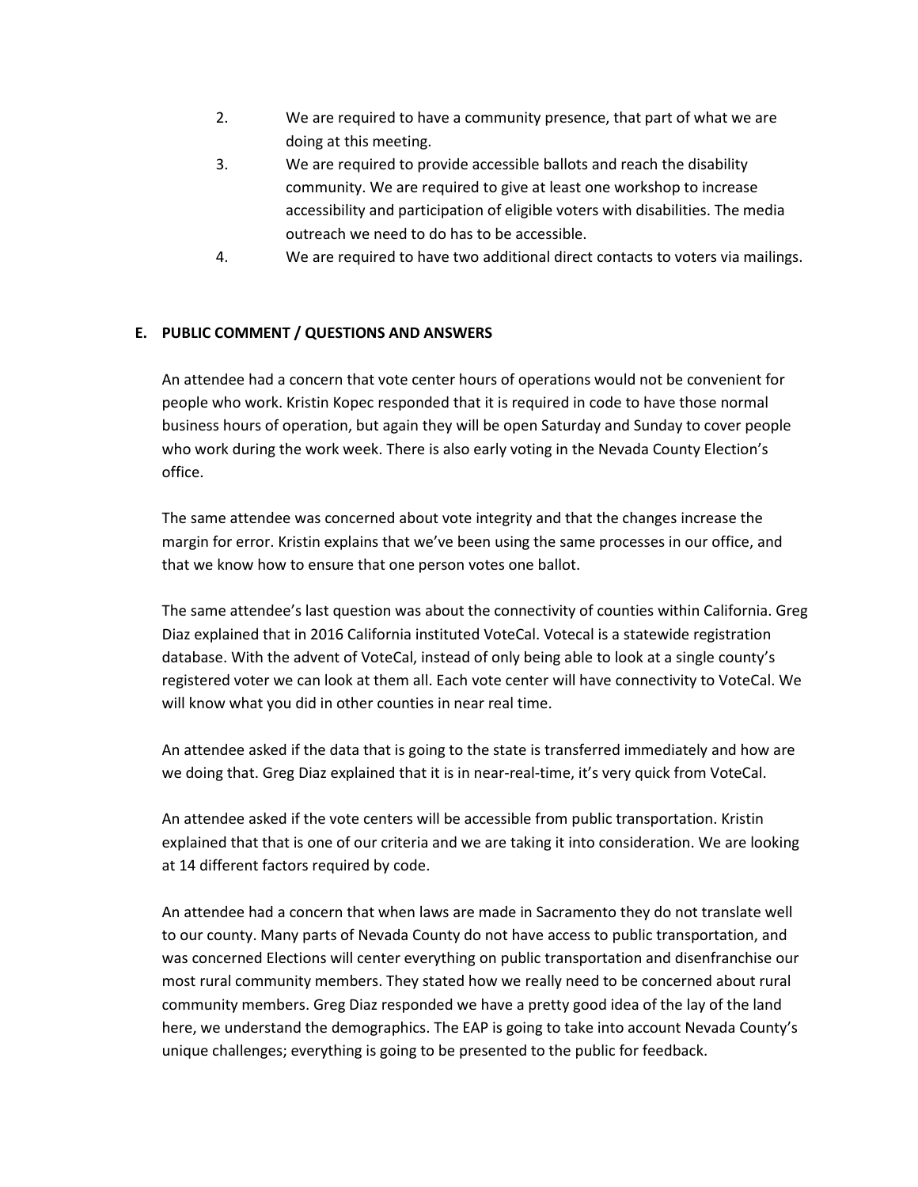2. We are required to have a community presence, that part of what we are doing at this meeting.
3. We are required to provide accessible ballots and reach the disability community. We are required to give at least one workshop to increase accessibility and participation of eligible voters with disabilities. The media outreach we need to do has to be accessible.
4. We are required to have two additional direct contacts to voters via mailings.

**E. PUBLIC COMMENT / QUESTIONS AND ANSWERS**

An attendee had a concern that vote center hours of operations would not be convenient for people who work. Kristin Kopec responded that it is required in code to have those normal business hours of operation, but again they will be open Saturday and Sunday to cover people who work during the work week. There is also early voting in the Nevada County Election's office.

The same attendee was concerned about vote integrity and that the changes increase the margin for error. Kristin explains that we've been using the same processes in our office, and that we know how to ensure that one person votes one ballot.

The same attendee's last question was about the connectivity of counties within California. Greg Diaz explained that in 2016 California instituted VoteCal. Votecal is a statewide registration database. With the advent of VoteCal, instead of only being able to look at a single county's registered voter we can look at them all. Each vote center will have connectivity to VoteCal. We will know what you did in other counties in near real time.

An attendee asked if the data that is going to the state is transferred immediately and how are we doing that. Greg Diaz explained that it is in near-real-time, it's very quick from VoteCal.

An attendee asked if the vote centers will be accessible from public transportation. Kristin explained that that is one of our criteria and we are taking it into consideration. We are looking at 14 different factors required by code.

An attendee had a concern that when laws are made in Sacramento they do not translate well to our county. Many parts of Nevada County do not have access to public transportation, and was concerned Elections will center everything on public transportation and disenfranchise our most rural community members. They stated how we really need to be concerned about rural community members. Greg Diaz responded we have a pretty good idea of the lay of the land here, we understand the demographics. The EAP is going to take into account Nevada County's unique challenges; everything is going to be presented to the public for feedback.